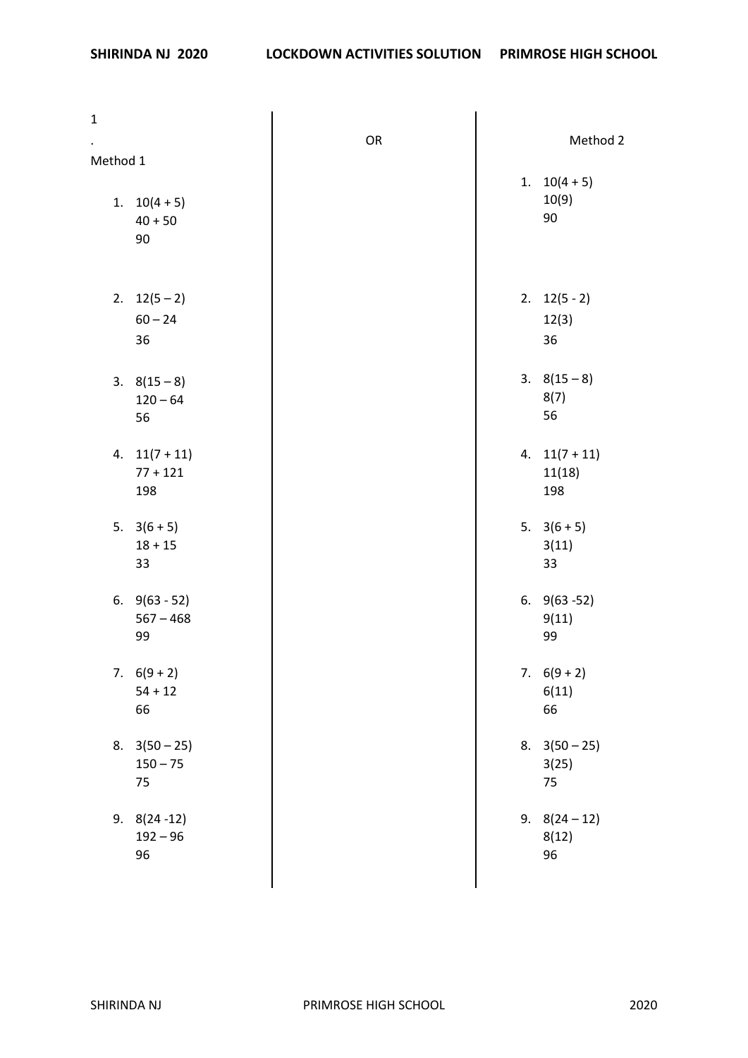1.

Method 1

1. $10(4 + 5)$
   $40 + 50$
   $90$

2. $12(5 - 2)$
   $60 - 24$
   $36$

3. $8(15 - 8)$
   $120 - 64$
   $56$

4. $11(7 + 11)$
   $77 + 121$
   $198$

5. $3(6 + 5)$
   $18 + 15$
   $33$

6. $9(63 - 52)$
   $567 - 468$
   $99$

7. $6(9 + 2)$
   $54 + 12$
   $66$

8. $3(50 - 25)$
   $150 - 75$
   $75$

9. $8(24 - 12)$
   $192 - 96$
   $96$

OR

Method 2

1. $10(4 + 5)$
   $10(9)$
   $90$

2. $12(5 - 2)$
   $12(3)$
   $36$

3. $8(15 - 8)$
   $8(7)$
   $56$

4. $11(7 + 11)$
   $11(18)$
   $198$

5. $3(6 + 5)$
   $3(11)$
   $33$

6. $9(63 - 52)$
   $9(11)$
   $99$

7. $6(9 + 2)$
   $6(11)$
   $66$

8. $3(50 - 25)$
   $3(25)$
   $75$

9. $8(24 - 12)$
   $8(12)$
   $96$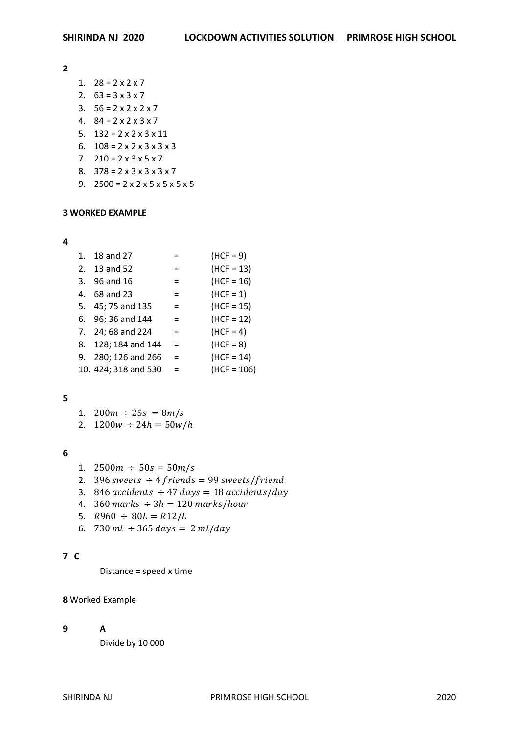**2**

1. 28 = 2 x 2 x 7
2. 63 = 3 x 3 x 7
3. 56 = 2 x 2 x 2 x 7
4. 84 = 2 x 2 x 3 x 7
5. 132 = 2 x 2 x 3 x 11
6. 108 = 2 x 2 x 3 x 3 x 3
7. 210 = 2 x 3 x 5 x 7
8. 378 = 2 x 3 x 3 x 3 x 7
9. 2500 = 2 x 2 x 5 x 5 x 5 x 5

**3 WORKED EXAMPLE**

**4**

1. 18 and 27 = (HCF = 9)
2. 13 and 52 = (HCF = 13)
3. 96 and 16 = (HCF = 16)
4. 68 and 23 = (HCF = 1)
5. 45; 75 and 135 = (HCF = 15)
6. 96; 36 and 144 = (HCF = 12)
7. 24; 68 and 224 = (HCF = 4)
8. 128; 184 and 144 = (HCF = 8)
9. 280; 126 and 266 = (HCF = 14)
10. 424; 318 and 530 = (HCF = 106)

**5**

1. $200m \div 25s = 8m/s$
2. $1200w \div 24h = 50w/h$

**6**

1. $2500m \div 50s = 50m/s$
2. $396\ sweets \div 4\ friends = 99\ sweets/friend$
3. $846\ accidents \div 47\ days = 18\ accidents/day$
4. $360\ marks \div 3h = 120\ marks/hour$
5. $R960 \div 80L = R12/L$
6. $730\ ml \div 365\ days = 2\ ml/day$

**7 C**

Distance = speed x time

**8** Worked Example

**9 A**

Divide by 10 000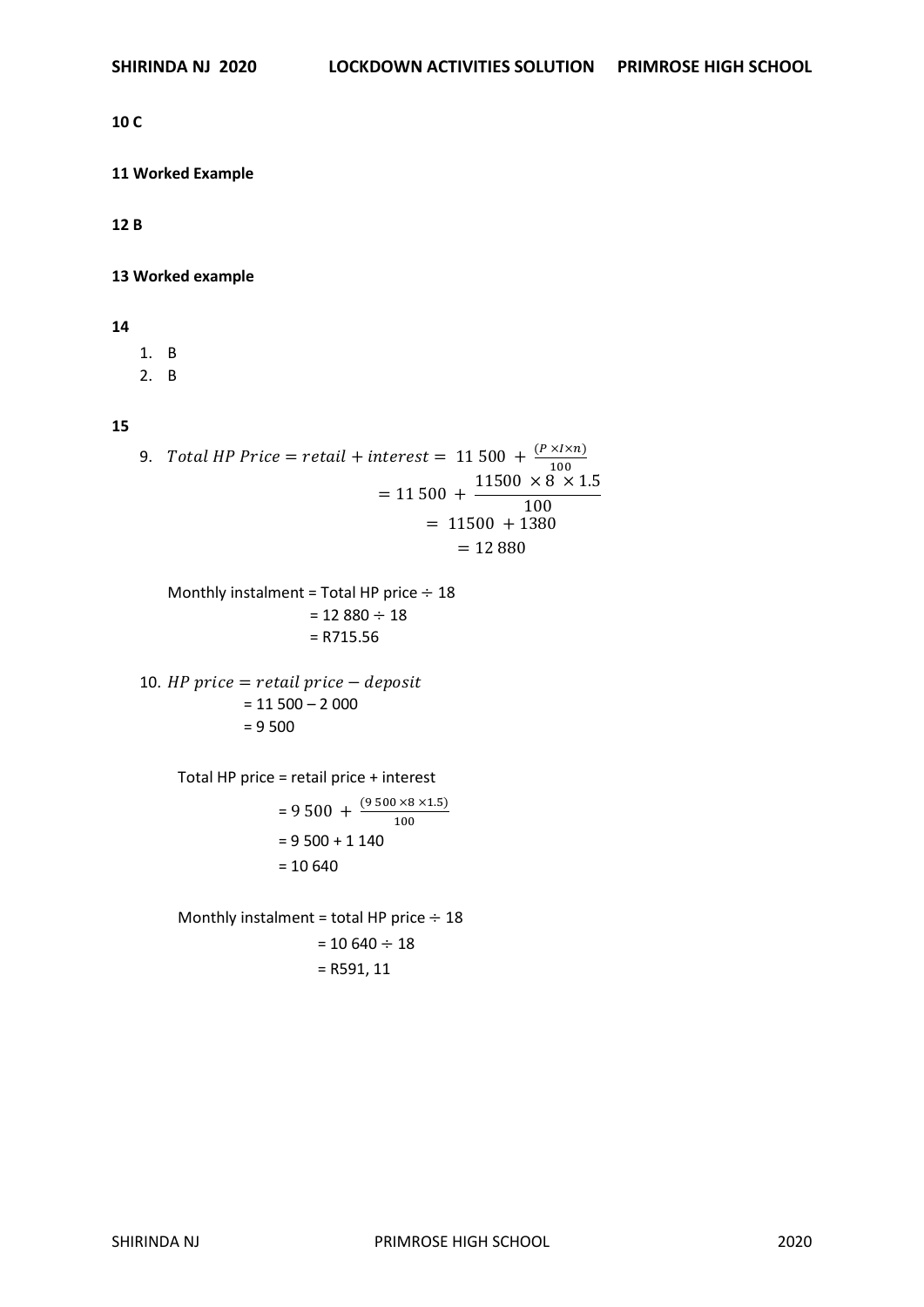**10 C**

**11 Worked Example**

**12 B**

**13 Worked example**

**14**

1. B
2. B

**15**

9. $Total\ HP\ Price = retail + interest = \ 11\ 500\ + \frac{(P \times I \times n)}{100}$

$$= 11\ 500\ + \frac{11500\ \times 8\ \times 1.5}{100}$$
$$=\ 11500\ + 1380$$
$$= 12\ 880$$

Monthly instalment = Total HP price ÷ 18
= 12 880 ÷ 18
= R715.56

10. $HP\ price = retail\ price - deposit$
= 11 500 – 2 000
= 9 500

Total HP price = retail price + interest
= $9\ 500\ + \frac{(9\ 500 \times 8\ \times 1.5)}{100}$
= 9 500 + 1 140
= 10 640

Monthly instalment = total HP price ÷ 18
= 10 640 ÷ 18
= R591, 11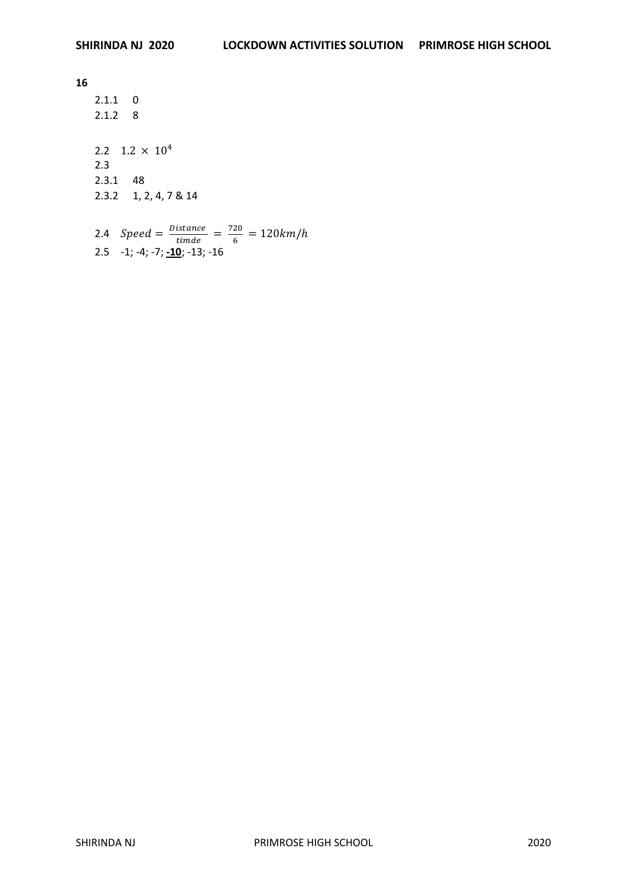**16**

2.1.1 0

2.1.2 8

2.2 $1.2 \times 10^4$

2.3

2.3.1 48

2.3.2 1, 2, 4, 7 & 14

2.4 $Speed = \frac{Distance}{timde} = \frac{720}{6} = 120km/h$

2.5 -1; -4; -7; **-10**; -13; -16